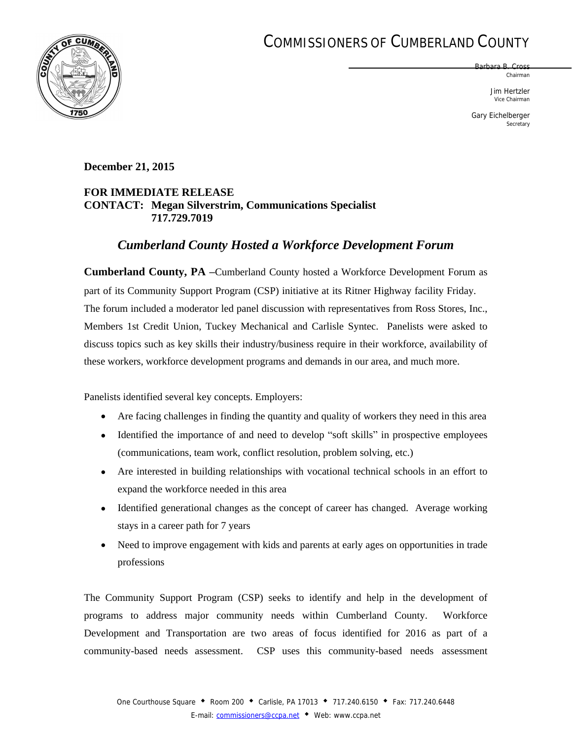# COMMISSIONERS OF CUMBERLAND COUNTY

Barbara B. Cross
Chairman

Jim Hertzler
Vice Chairman

Gary Eichelberger
Secretary

**December 21, 2015**

**FOR IMMEDIATE RELEASE**
**CONTACT: Megan Silverstrim, Communications Specialist**
**717.729.7019**

## *Cumberland County Hosted a Workforce Development Forum*

**Cumberland County, PA –**Cumberland County hosted a Workforce Development Forum as part of its Community Support Program (CSP) initiative at its Ritner Highway facility Friday. The forum included a moderator led panel discussion with representatives from Ross Stores, Inc., Members 1st Credit Union, Tuckey Mechanical and Carlisle Syntec. Panelists were asked to discuss topics such as key skills their industry/business require in their workforce, availability of these workers, workforce development programs and demands in our area, and much more.

Panelists identified several key concepts. Employers:

- Are facing challenges in finding the quantity and quality of workers they need in this area
- Identified the importance of and need to develop "soft skills" in prospective employees (communications, team work, conflict resolution, problem solving, etc.)
- Are interested in building relationships with vocational technical schools in an effort to expand the workforce needed in this area
- Identified generational changes as the concept of career has changed. Average working stays in a career path for 7 years
- Need to improve engagement with kids and parents at early ages on opportunities in trade professions

The Community Support Program (CSP) seeks to identify and help in the development of programs to address major community needs within Cumberland County. Workforce Development and Transportation are two areas of focus identified for 2016 as part of a community-based needs assessment. CSP uses this community-based needs assessment

One Courthouse Square ◆ Room 200 ◆ Carlisle, PA 17013 ◆ 717.240.6150 ◆ Fax: 717.240.6448
E-mail: commissioners@ccpa.net ◆ Web: www.ccpa.net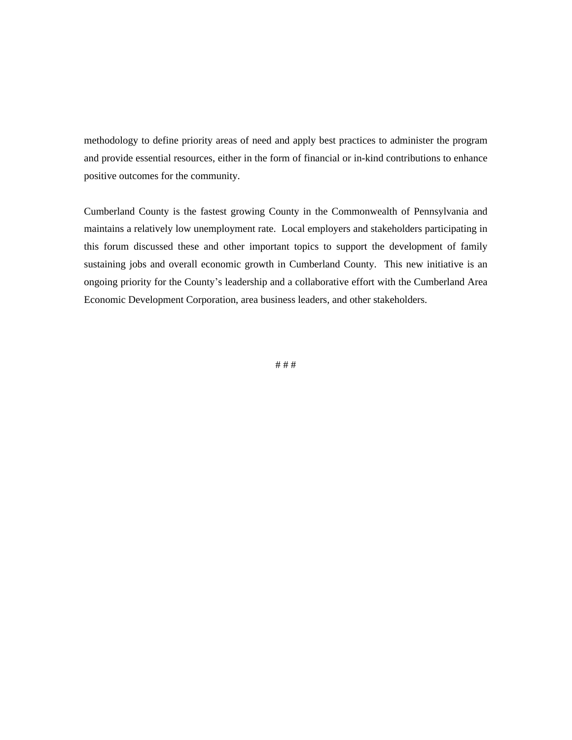methodology to define priority areas of need and apply best practices to administer the program and provide essential resources, either in the form of financial or in-kind contributions to enhance positive outcomes for the community.

Cumberland County is the fastest growing County in the Commonwealth of Pennsylvania and maintains a relatively low unemployment rate. Local employers and stakeholders participating in this forum discussed these and other important topics to support the development of family sustaining jobs and overall economic growth in Cumberland County. This new initiative is an ongoing priority for the County's leadership and a collaborative effort with the Cumberland Area Economic Development Corporation, area business leaders, and other stakeholders.

# # #